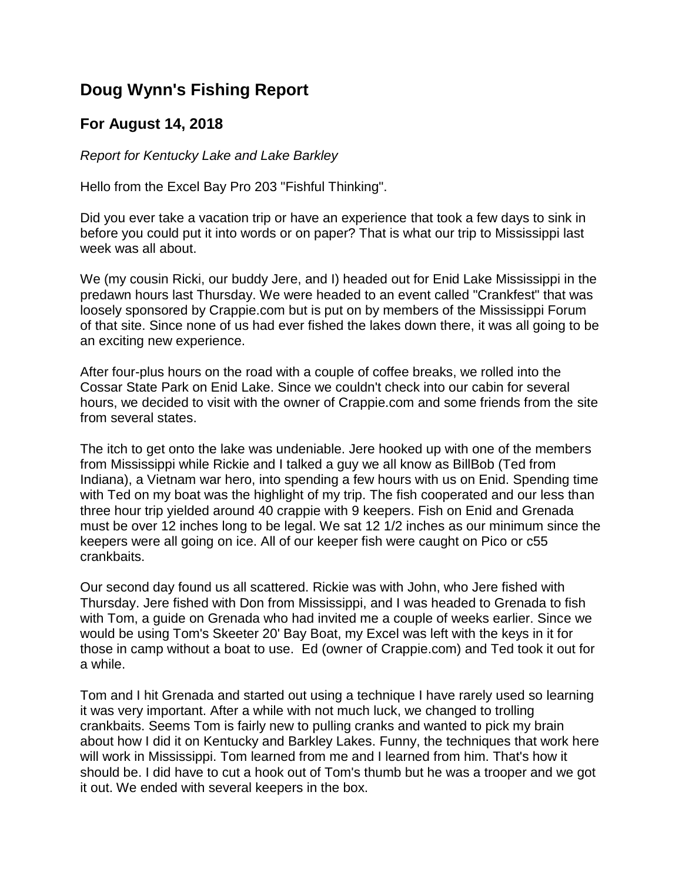# Doug Wynn's Fishing Report

## For August 14, 2018

*Report for Kentucky Lake and Lake Barkley*

Hello from the Excel Bay Pro 203 "Fishful Thinking".

Did you ever take a vacation trip or have an experience that took a few days to sink in before you could put it into words or on paper? That is what our trip to Mississippi last week was all about.

We (my cousin Ricki, our buddy Jere, and I) headed out for Enid Lake Mississippi in the predawn hours last Thursday. We were headed to an event called "Crankfest" that was loosely sponsored by Crappie.com but is put on by members of the Mississippi Forum of that site. Since none of us had ever fished the lakes down there, it was all going to be an exciting new experience.

After four-plus hours on the road with a couple of coffee breaks, we rolled into the Cossar State Park on Enid Lake. Since we couldn't check into our cabin for several hours, we decided to visit with the owner of Crappie.com and some friends from the site from several states.

The itch to get onto the lake was undeniable. Jere hooked up with one of the members from Mississippi while Rickie and I talked a guy we all know as BillBob (Ted from Indiana), a Vietnam war hero, into spending a few hours with us on Enid. Spending time with Ted on my boat was the highlight of my trip. The fish cooperated and our less than three hour trip yielded around 40 crappie with 9 keepers. Fish on Enid and Grenada must be over 12 inches long to be legal. We sat 12 1/2 inches as our minimum since the keepers were all going on ice. All of our keeper fish were caught on Pico or c55 crankbaits.

Our second day found us all scattered. Rickie was with John, who Jere fished with Thursday. Jere fished with Don from Mississippi, and I was headed to Grenada to fish with Tom, a guide on Grenada who had invited me a couple of weeks earlier. Since we would be using Tom's Skeeter 20' Bay Boat, my Excel was left with the keys in it for those in camp without a boat to use. Ed (owner of Crappie.com) and Ted took it out for a while.

Tom and I hit Grenada and started out using a technique I have rarely used so learning it was very important. After a while with not much luck, we changed to trolling crankbaits. Seems Tom is fairly new to pulling cranks and wanted to pick my brain about how I did it on Kentucky and Barkley Lakes. Funny, the techniques that work here will work in Mississippi. Tom learned from me and I learned from him. That's how it should be. I did have to cut a hook out of Tom's thumb but he was a trooper and we got it out. We ended with several keepers in the box.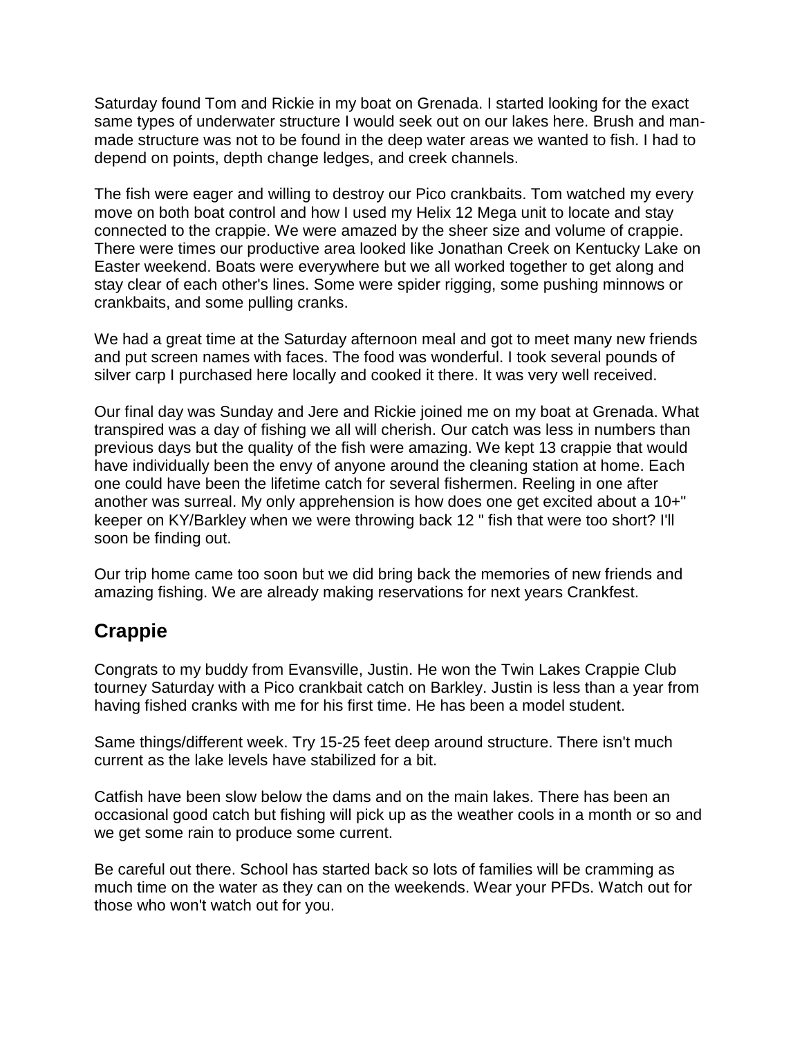Saturday found Tom and Rickie in my boat on Grenada. I started looking for the exact same types of underwater structure I would seek out on our lakes here. Brush and man-made structure was not to be found in the deep water areas we wanted to fish. I had to depend on points, depth change ledges, and creek channels.

The fish were eager and willing to destroy our Pico crankbaits. Tom watched my every move on both boat control and how I used my Helix 12 Mega unit to locate and stay connected to the crappie. We were amazed by the sheer size and volume of crappie. There were times our productive area looked like Jonathan Creek on Kentucky Lake on Easter weekend. Boats were everywhere but we all worked together to get along and stay clear of each other's lines. Some were spider rigging, some pushing minnows or crankbaits, and some pulling cranks.

We had a great time at the Saturday afternoon meal and got to meet many new friends and put screen names with faces. The food was wonderful. I took several pounds of silver carp I purchased here locally and cooked it there. It was very well received.

Our final day was Sunday and Jere and Rickie joined me on my boat at Grenada. What transpired was a day of fishing we all will cherish. Our catch was less in numbers than previous days but the quality of the fish were amazing. We kept 13 crappie that would have individually been the envy of anyone around the cleaning station at home. Each one could have been the lifetime catch for several fishermen. Reeling in one after another was surreal. My only apprehension is how does one get excited about a 10+" keeper on KY/Barkley when we were throwing back 12 " fish that were too short? I'll soon be finding out.

Our trip home came too soon but we did bring back the memories of new friends and amazing fishing. We are already making reservations for next years Crankfest.

## Crappie

Congrats to my buddy from Evansville, Justin. He won the Twin Lakes Crappie Club tourney Saturday with a Pico crankbait catch on Barkley. Justin is less than a year from having fished cranks with me for his first time. He has been a model student.

Same things/different week. Try 15-25 feet deep around structure. There isn't much current as the lake levels have stabilized for a bit.

Catfish have been slow below the dams and on the main lakes. There has been an occasional good catch but fishing will pick up as the weather cools in a month or so and we get some rain to produce some current.

Be careful out there. School has started back so lots of families will be cramming as much time on the water as they can on the weekends. Wear your PFDs. Watch out for those who won't watch out for you.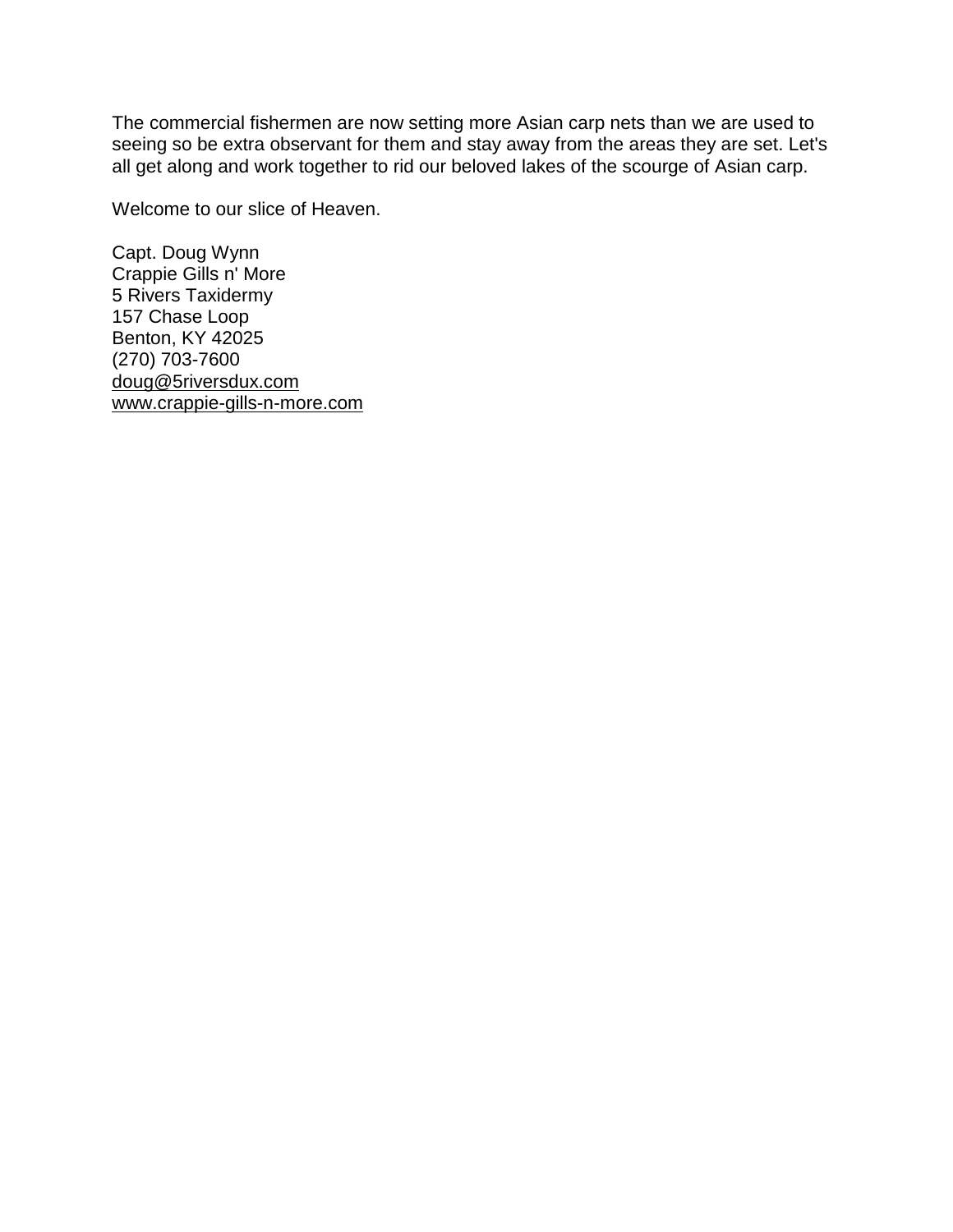The commercial fishermen are now setting more Asian carp nets than we are used to seeing so be extra observant for them and stay away from the areas they are set. Let's all get along and work together to rid our beloved lakes of the scourge of Asian carp.

Welcome to our slice of Heaven.

Capt. Doug Wynn  
Crappie Gills n' More  
5 Rivers Taxidermy  
157 Chase Loop  
Benton, KY 42025  
(270) 703-7600  
doug@5riversdux.com  
www.crappie-gills-n-more.com